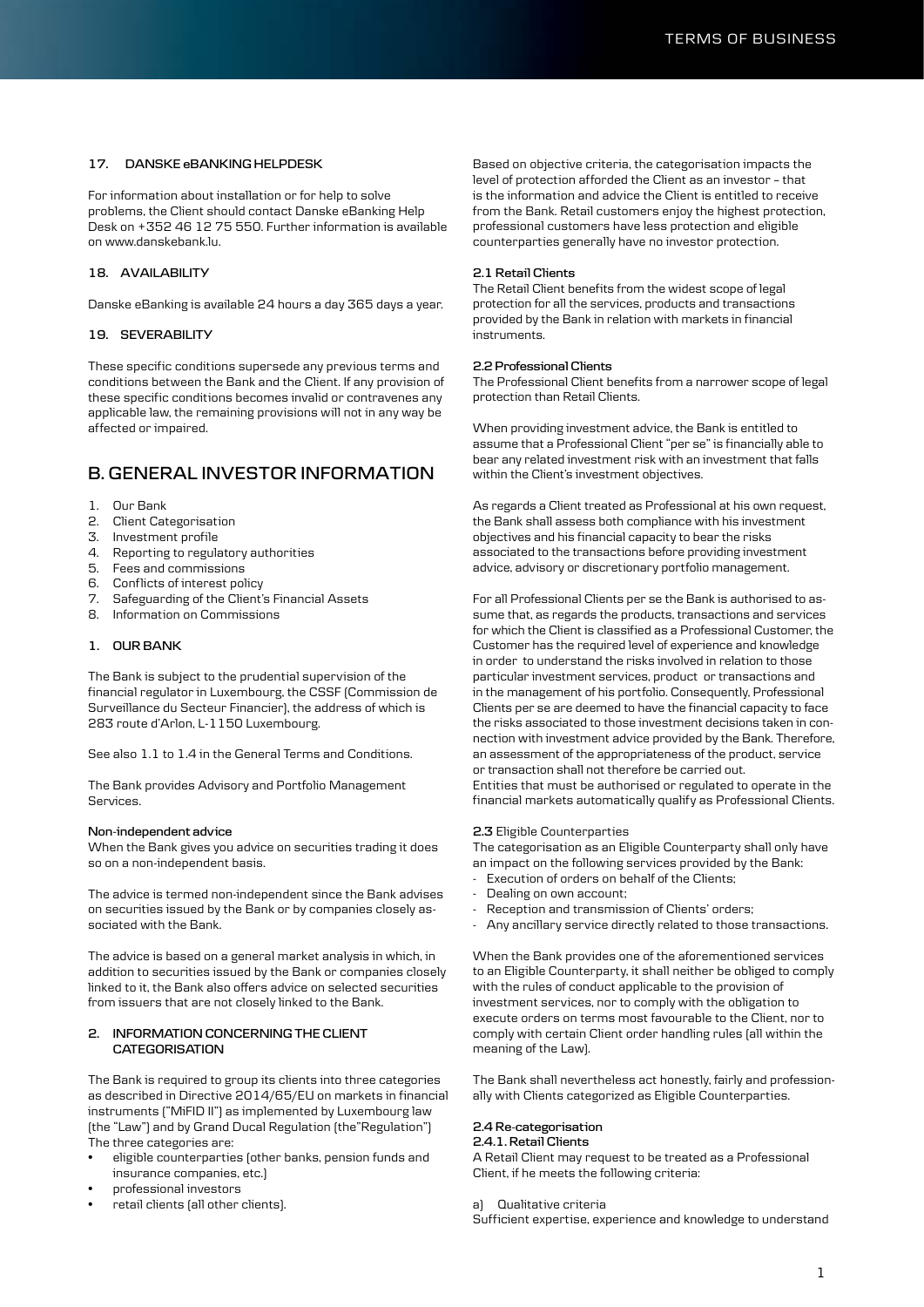### 17. DANSKE eBANKING HELPDESK

For information about installation or for help to solve problems, the Client should contact Danske eBanking Help Desk on +352 46 12 75 550. Further information is available on www.danskebank.lu.

### 18. AVAILABILITY

Danske eBanking is available 24 hours a day 365 days a year.

### 19. SEVERABILITY

These specific conditions supersede any previous terms and conditions between the Bank and the Client. If any provision of these specific conditions becomes invalid or contravenes any applicable law, the remaining provisions will not in any way be affected or impaired.

## B. GENERAL INVESTOR INFORMATION

1. Our Bank
2. Client Categorisation
3. Investment profile
4. Reporting to regulatory authorities
5. Fees and commissions
6. Conflicts of interest policy
7. Safeguarding of the Client's Financial Assets
8. Information on Commissions

### 1. OUR BANK

The Bank is subject to the prudential supervision of the financial regulator in Luxembourg, the CSSF (Commission de Surveillance du Secteur Financier), the address of which is 283 route d'Arlon, L-1150 Luxembourg.

See also 1.1 to 1.4 in the General Terms and Conditions.

The Bank provides Advisory and Portfolio Management Services.

**Non-independent advice**
When the Bank gives you advice on securities trading it does so on a non-independent basis.

The advice is termed non-independent since the Bank advises on securities issued by the Bank or by companies closely associated with the Bank.

The advice is based on a general market analysis in which, in addition to securities issued by the Bank or companies closely linked to it, the Bank also offers advice on selected securities from issuers that are not closely linked to the Bank.

### 2. INFORMATION CONCERNING THE CLIENT CATEGORISATION

The Bank is required to group its clients into three categories as described in Directive 2014/65/EU on markets in financial instruments ("MiFID II") as implemented by Luxembourg law (the "Law") and by Grand Ducal Regulation (the"Regulation") The three categories are:

- eligible counterparties (other banks, pension funds and insurance companies, etc.)
- professional investors
- retail clients (all other clients).

Based on objective criteria, the categorisation impacts the level of protection afforded the Client as an investor – that is the information and advice the Client is entitled to receive from the Bank. Retail customers enjoy the highest protection, professional customers have less protection and eligible counterparties generally have no investor protection.

**2.1 Retail Clients**
The Retail Client benefits from the widest scope of legal protection for all the services, products and transactions provided by the Bank in relation with markets in financial instruments.

**2.2 Professional Clients**
The Professional Client benefits from a narrower scope of legal protection than Retail Clients.

When providing investment advice, the Bank is entitled to assume that a Professional Client "per se" is financially able to bear any related investment risk with an investment that falls within the Client's investment objectives.

As regards a Client treated as Professional at his own request, the Bank shall assess both compliance with his investment objectives and his financial capacity to bear the risks associated to the transactions before providing investment advice, advisory or discretionary portfolio management.

For all Professional Clients per se the Bank is authorised to assume that, as regards the products, transactions and services for which the Client is classified as a Professional Customer, the Customer has the required level of experience and knowledge in order to understand the risks involved in relation to those particular investment services, product or transactions and in the management of his portfolio. Consequently, Professional Clients per se are deemed to have the financial capacity to face the risks associated to those investment decisions taken in connection with investment advice provided by the Bank. Therefore, an assessment of the appropriateness of the product, service or transaction shall not therefore be carried out.
Entities that must be authorised or regulated to operate in the financial markets automatically qualify as Professional Clients.

**2.3** Eligible Counterparties
The categorisation as an Eligible Counterparty shall only have an impact on the following services provided by the Bank:

- Execution of orders on behalf of the Clients;
- Dealing on own account;
- Reception and transmission of Clients' orders;
- Any ancillary service directly related to those transactions.

When the Bank provides one of the aforementioned services to an Eligible Counterparty, it shall neither be obliged to comply with the rules of conduct applicable to the provision of investment services, nor to comply with the obligation to execute orders on terms most favourable to the Client, nor to comply with certain Client order handling rules (all within the meaning of the Law).

The Bank shall nevertheless act honestly, fairly and professionally with Clients categorized as Eligible Counterparties.

**2.4 Re-categorisation**
**2.4.1. Retail Clients**
A Retail Client may request to be treated as a Professional Client, if he meets the following criteria:

a) Qualitative criteria
Sufficient expertise, experience and knowledge to understand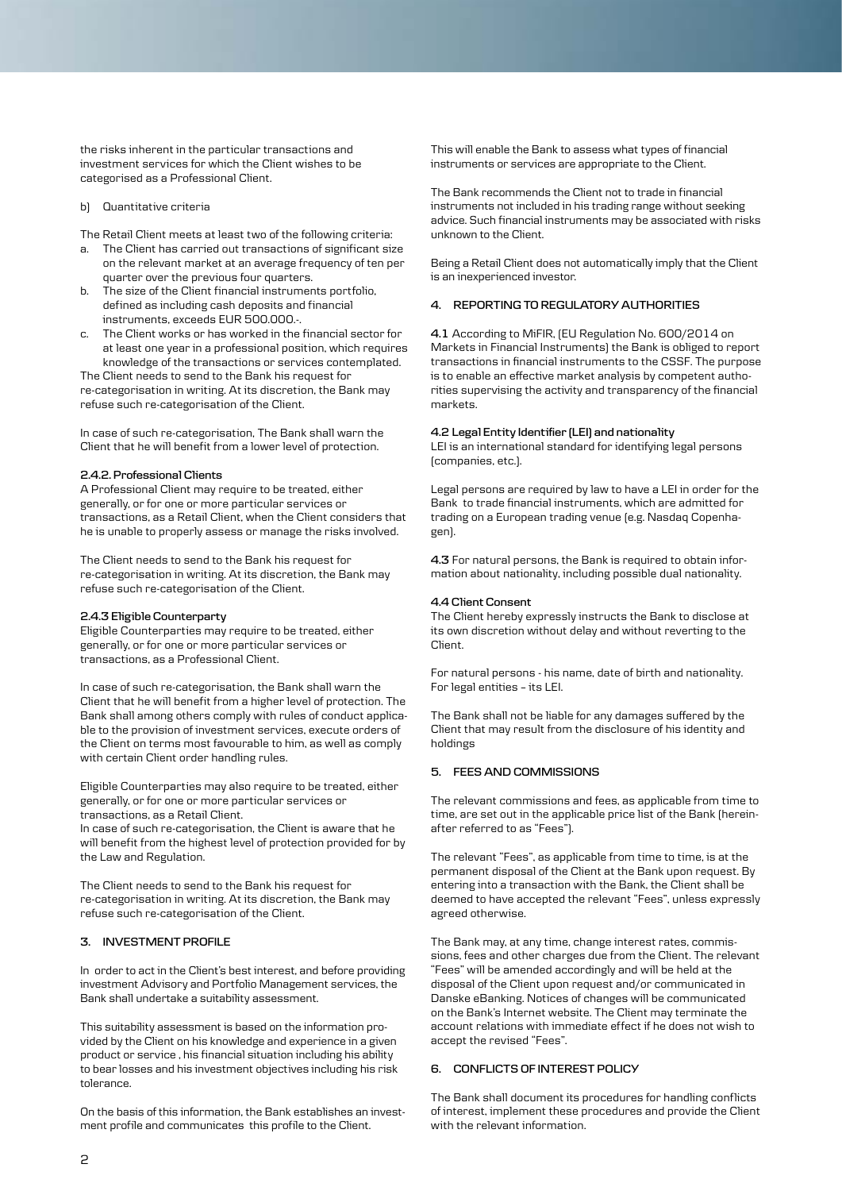the risks inherent in the particular transactions and investment services for which the Client wishes to be categorised as a Professional Client.

b) Quantitative criteria

The Retail Client meets at least two of the following criteria:

a. The Client has carried out transactions of significant size on the relevant market at an average frequency of ten per quarter over the previous four quarters.
b. The size of the Client financial instruments portfolio, defined as including cash deposits and financial instruments, exceeds EUR 500.000.-.
c. The Client works or has worked in the financial sector for at least one year in a professional position, which requires knowledge of the transactions or services contemplated.

The Client needs to send to the Bank his request for re-categorisation in writing. At its discretion, the Bank may refuse such re-categorisation of the Client.

In case of such re-categorisation, The Bank shall warn the Client that he will benefit from a lower level of protection.

#### 2.4.2. Professional Clients

A Professional Client may require to be treated, either generally, or for one or more particular services or transactions, as a Retail Client, when the Client considers that he is unable to properly assess or manage the risks involved.

The Client needs to send to the Bank his request for re-categorisation in writing. At its discretion, the Bank may refuse such re-categorisation of the Client.

#### 2.4.3 Eligible Counterparty

Eligible Counterparties may require to be treated, either generally, or for one or more particular services or transactions, as a Professional Client.

In case of such re-categorisation, the Bank shall warn the Client that he will benefit from a higher level of protection. The Bank shall among others comply with rules of conduct applicable to the provision of investment services, execute orders of the Client on terms most favourable to him, as well as comply with certain Client order handling rules.

Eligible Counterparties may also require to be treated, either generally, or for one or more particular services or transactions, as a Retail Client.
In case of such re-categorisation, the Client is aware that he will benefit from the highest level of protection provided for by the Law and Regulation.

The Client needs to send to the Bank his request for re-categorisation in writing. At its discretion, the Bank may refuse such re-categorisation of the Client.

## 3. INVESTMENT PROFILE

In order to act in the Client's best interest, and before providing investment Advisory and Portfolio Management services, the Bank shall undertake a suitability assessment.

This suitability assessment is based on the information provided by the Client on his knowledge and experience in a given product or service , his financial situation including his ability to bear losses and his investment objectives including his risk tolerance.

On the basis of this information, the Bank establishes an investment profile and communicates this profile to the Client.

This will enable the Bank to assess what types of financial instruments or services are appropriate to the Client.

The Bank recommends the Client not to trade in financial instruments not included in his trading range without seeking advice. Such financial instruments may be associated with risks unknown to the Client.

Being a Retail Client does not automatically imply that the Client is an inexperienced investor.

## 4. REPORTING TO REGULATORY AUTHORITIES

**4.1** According to MiFIR, (EU Regulation No. 600/2014 on Markets in Financial Instruments) the Bank is obliged to report transactions in financial instruments to the CSSF. The purpose is to enable an effective market analysis by competent authorities supervising the activity and transparency of the financial markets.

#### 4.2 Legal Entity Identifier (LEI) and nationality

LEI is an international standard for identifying legal persons (companies, etc.).

Legal persons are required by law to have a LEI in order for the Bank to trade financial instruments, which are admitted for trading on a European trading venue (e.g. Nasdaq Copenhagen).

**4.3** For natural persons, the Bank is required to obtain information about nationality, including possible dual nationality.

#### 4.4 Client Consent

The Client hereby expressly instructs the Bank to disclose at its own discretion without delay and without reverting to the Client.

For natural persons - his name, date of birth and nationality.
For legal entities – its LEI.

The Bank shall not be liable for any damages suffered by the Client that may result from the disclosure of his identity and holdings

## 5. FEES AND COMMISSIONS

The relevant commissions and fees, as applicable from time to time, are set out in the applicable price list of the Bank (hereinafter referred to as "Fees").

The relevant "Fees", as applicable from time to time, is at the permanent disposal of the Client at the Bank upon request. By entering into a transaction with the Bank, the Client shall be deemed to have accepted the relevant "Fees", unless expressly agreed otherwise.

The Bank may, at any time, change interest rates, commissions, fees and other charges due from the Client. The relevant "Fees" will be amended accordingly and will be held at the disposal of the Client upon request and/or communicated in Danske eBanking. Notices of changes will be communicated on the Bank's Internet website. The Client may terminate the account relations with immediate effect if he does not wish to accept the revised "Fees".

## 6. CONFLICTS OF INTEREST POLICY

The Bank shall document its procedures for handling conflicts of interest, implement these procedures and provide the Client with the relevant information.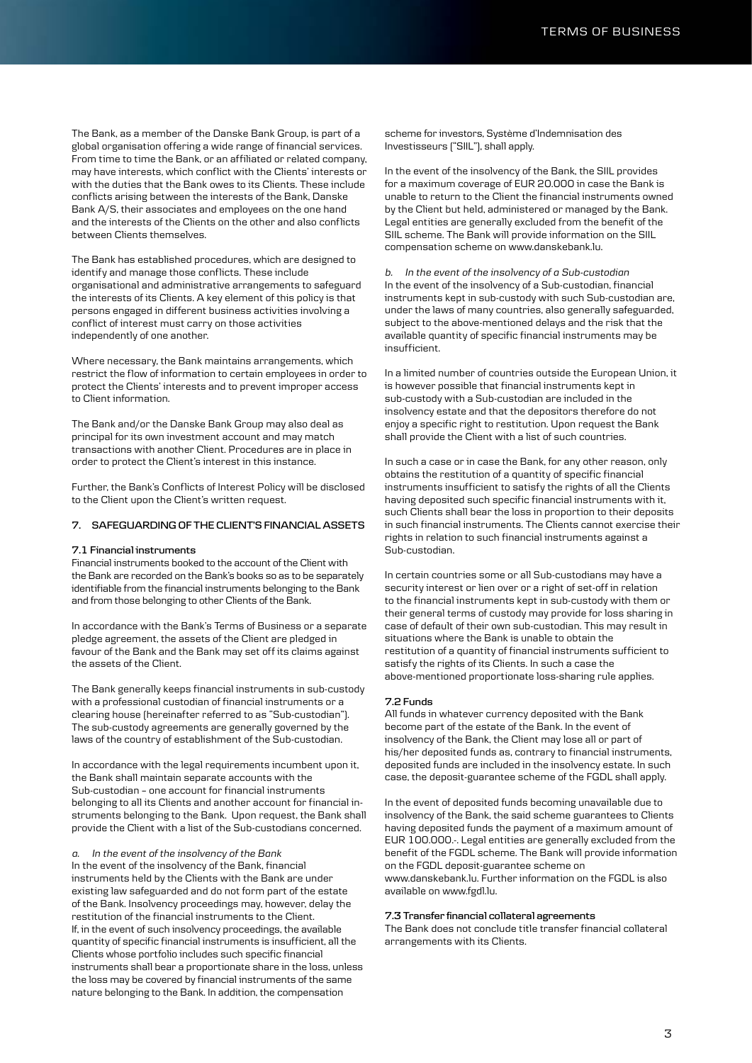The Bank, as a member of the Danske Bank Group, is part of a global organisation offering a wide range of financial services. From time to time the Bank, or an affiliated or related company, may have interests, which conflict with the Clients' interests or with the duties that the Bank owes to its Clients. These include conflicts arising between the interests of the Bank, Danske Bank A/S, their associates and employees on the one hand and the interests of the Clients on the other and also conflicts between Clients themselves.

The Bank has established procedures, which are designed to identify and manage those conflicts. These include organisational and administrative arrangements to safeguard the interests of its Clients. A key element of this policy is that persons engaged in different business activities involving a conflict of interest must carry on those activities independently of one another.

Where necessary, the Bank maintains arrangements, which restrict the flow of information to certain employees in order to protect the Clients' interests and to prevent improper access to Client information.

The Bank and/or the Danske Bank Group may also deal as principal for its own investment account and may match transactions with another Client. Procedures are in place in order to protect the Client's interest in this instance.

Further, the Bank's Conflicts of Interest Policy will be disclosed to the Client upon the Client's written request.

## 7. SAFEGUARDING OF THE CLIENT'S FINANCIAL ASSETS

### 7.1 Financial instruments

Financial instruments booked to the account of the Client with the Bank are recorded on the Bank's books so as to be separately identifiable from the financial instruments belonging to the Bank and from those belonging to other Clients of the Bank.

In accordance with the Bank's Terms of Business or a separate pledge agreement, the assets of the Client are pledged in favour of the Bank and the Bank may set off its claims against the assets of the Client.

The Bank generally keeps financial instruments in sub-custody with a professional custodian of financial instruments or a clearing house (hereinafter referred to as "Sub-custodian"). The sub-custody agreements are generally governed by the laws of the country of establishment of the Sub-custodian.

In accordance with the legal requirements incumbent upon it, the Bank shall maintain separate accounts with the Sub-custodian – one account for financial instruments belonging to all its Clients and another account for financial instruments belonging to the Bank. Upon request, the Bank shall provide the Client with a list of the Sub-custodians concerned.

*a. In the event of the insolvency of the Bank*

In the event of the insolvency of the Bank, financial instruments held by the Clients with the Bank are under existing law safeguarded and do not form part of the estate of the Bank. Insolvency proceedings may, however, delay the restitution of the financial instruments to the Client. If, in the event of such insolvency proceedings, the available quantity of specific financial instruments is insufficient, all the Clients whose portfolio includes such specific financial instruments shall bear a proportionate share in the loss, unless the loss may be covered by financial instruments of the same nature belonging to the Bank. In addition, the compensation scheme for investors, Système d'Indemnisation des Investisseurs ("SIIL"), shall apply.

In the event of the insolvency of the Bank, the SIIL provides for a maximum coverage of EUR 20.000 in case the Bank is unable to return to the Client the financial instruments owned by the Client but held, administered or managed by the Bank. Legal entities are generally excluded from the benefit of the SIIL scheme. The Bank will provide information on the SIIL compensation scheme on www.danskebank.lu.

*b. In the event of the insolvency of a Sub-custodian*

In the event of the insolvency of a Sub-custodian, financial instruments kept in sub-custody with such Sub-custodian are, under the laws of many countries, also generally safeguarded, subject to the above-mentioned delays and the risk that the available quantity of specific financial instruments may be insufficient.

In a limited number of countries outside the European Union, it is however possible that financial instruments kept in sub-custody with a Sub-custodian are included in the insolvency estate and that the depositors therefore do not enjoy a specific right to restitution. Upon request the Bank shall provide the Client with a list of such countries.

In such a case or in case the Bank, for any other reason, only obtains the restitution of a quantity of specific financial instruments insufficient to satisfy the rights of all the Clients having deposited such specific financial instruments with it, such Clients shall bear the loss in proportion to their deposits in such financial instruments. The Clients cannot exercise their rights in relation to such financial instruments against a Sub-custodian.

In certain countries some or all Sub-custodians may have a security interest or lien over or a right of set-off in relation to the financial instruments kept in sub-custody with them or their general terms of custody may provide for loss sharing in case of default of their own sub-custodian. This may result in situations where the Bank is unable to obtain the restitution of a quantity of financial instruments sufficient to satisfy the rights of its Clients. In such a case the above-mentioned proportionate loss-sharing rule applies.

### 7.2 Funds

All funds in whatever currency deposited with the Bank become part of the estate of the Bank. In the event of insolvency of the Bank, the Client may lose all or part of his/her deposited funds as, contrary to financial instruments, deposited funds are included in the insolvency estate. In such case, the deposit-guarantee scheme of the FGDL shall apply.

In the event of deposited funds becoming unavailable due to insolvency of the Bank, the said scheme guarantees to Clients having deposited funds the payment of a maximum amount of EUR 100.000.-. Legal entities are generally excluded from the benefit of the FGDL scheme. The Bank will provide information on the FGDL deposit-guarantee scheme on www.danskebank.lu. Further information on the FGDL is also available on www.fgdl.lu.

### 7.3 Transfer financial collateral agreements

The Bank does not conclude title transfer financial collateral arrangements with its Clients.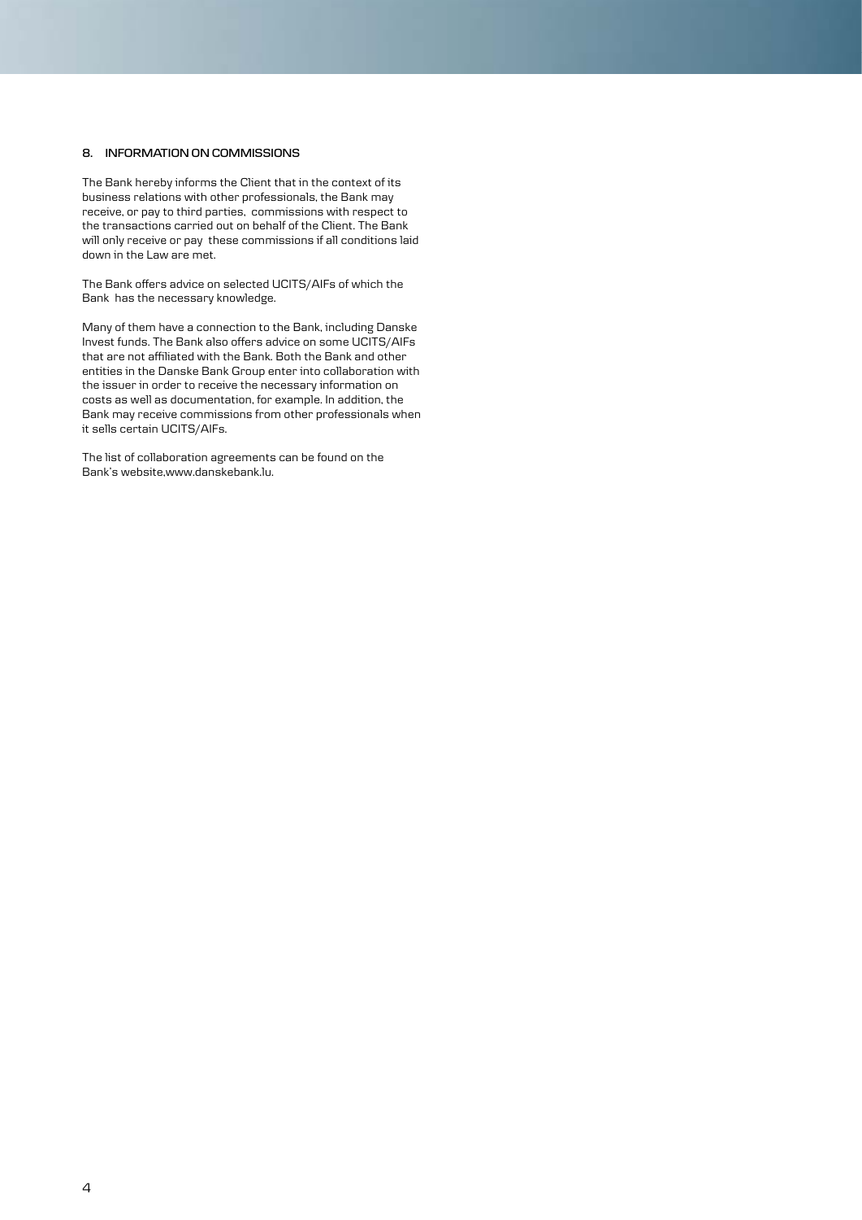## 8. INFORMATION ON COMMISSIONS

The Bank hereby informs the Client that in the context of its business relations with other professionals, the Bank may receive, or pay to third parties, commissions with respect to the transactions carried out on behalf of the Client. The Bank will only receive or pay these commissions if all conditions laid down in the Law are met.

The Bank offers advice on selected UCITS/AIFs of which the Bank has the necessary knowledge.

Many of them have a connection to the Bank, including Danske Invest funds. The Bank also offers advice on some UCITS/AIFs that are not affiliated with the Bank. Both the Bank and other entities in the Danske Bank Group enter into collaboration with the issuer in order to receive the necessary information on costs as well as documentation, for example. In addition, the Bank may receive commissions from other professionals when it sells certain UCITS/AIFs.

The list of collaboration agreements can be found on the Bank's website,www.danskebank.lu.